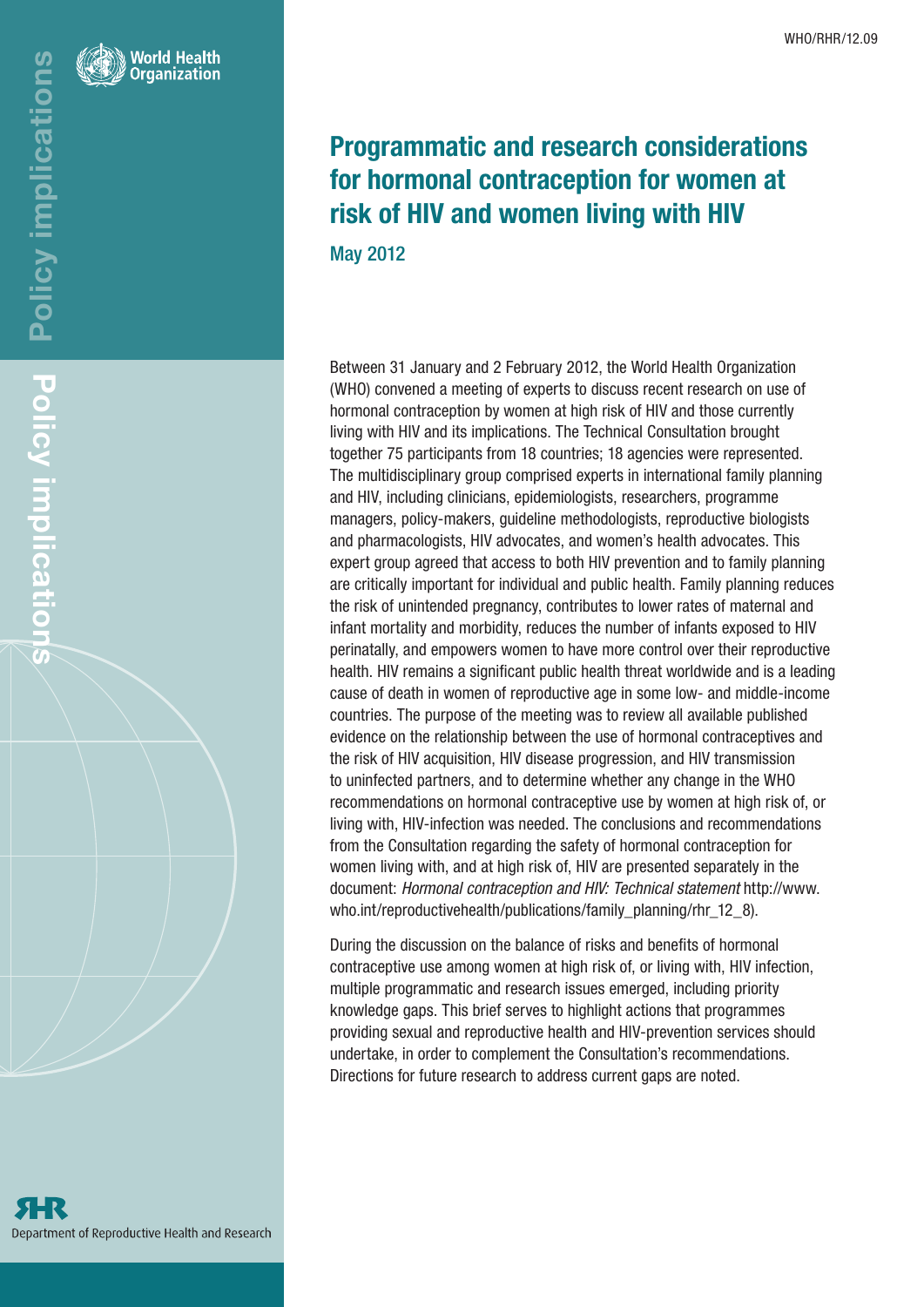WHO/RHR/12.09

# Programmatic and research considerations for hormonal contraception for women at risk of HIV and women living with HIV

May 2012

Between 31 January and 2 February 2012, the World Health Organization (WHO) convened a meeting of experts to discuss recent research on use of hormonal contraception by women at high risk of HIV and those currently living with HIV and its implications. The Technical Consultation brought together 75 participants from 18 countries; 18 agencies were represented. The multidisciplinary group comprised experts in international family planning and HIV, including clinicians, epidemiologists, researchers, programme managers, policy-makers, guideline methodologists, reproductive biologists and pharmacologists, HIV advocates, and women's health advocates. This expert group agreed that access to both HIV prevention and to family planning are critically important for individual and public health. Family planning reduces the risk of unintended pregnancy, contributes to lower rates of maternal and infant mortality and morbidity, reduces the number of infants exposed to HIV perinatally, and empowers women to have more control over their reproductive health. HIV remains a significant public health threat worldwide and is a leading cause of death in women of reproductive age in some low- and middle-income countries. The purpose of the meeting was to review all available published evidence on the relationship between the use of hormonal contraceptives and the risk of HIV acquisition, HIV disease progression, and HIV transmission to uninfected partners, and to determine whether any change in the WHO recommendations on hormonal contraceptive use by women at high risk of, or living with, HIV-infection was needed. The conclusions and recommendations from the Consultation regarding the safety of hormonal contraception for women living with, and at high risk of, HIV are presented separately in the document: *Hormonal contraception and HIV: Technical statement* http://www.who.int/reproductivehealth/publications/family_planning/rhr_12_8).

During the discussion on the balance of risks and benefits of hormonal contraceptive use among women at high risk of, or living with, HIV infection, multiple programmatic and research issues emerged, including priority knowledge gaps. This brief serves to highlight actions that programmes providing sexual and reproductive health and HIV-prevention services should undertake, in order to complement the Consultation's recommendations. Directions for future research to address current gaps are noted.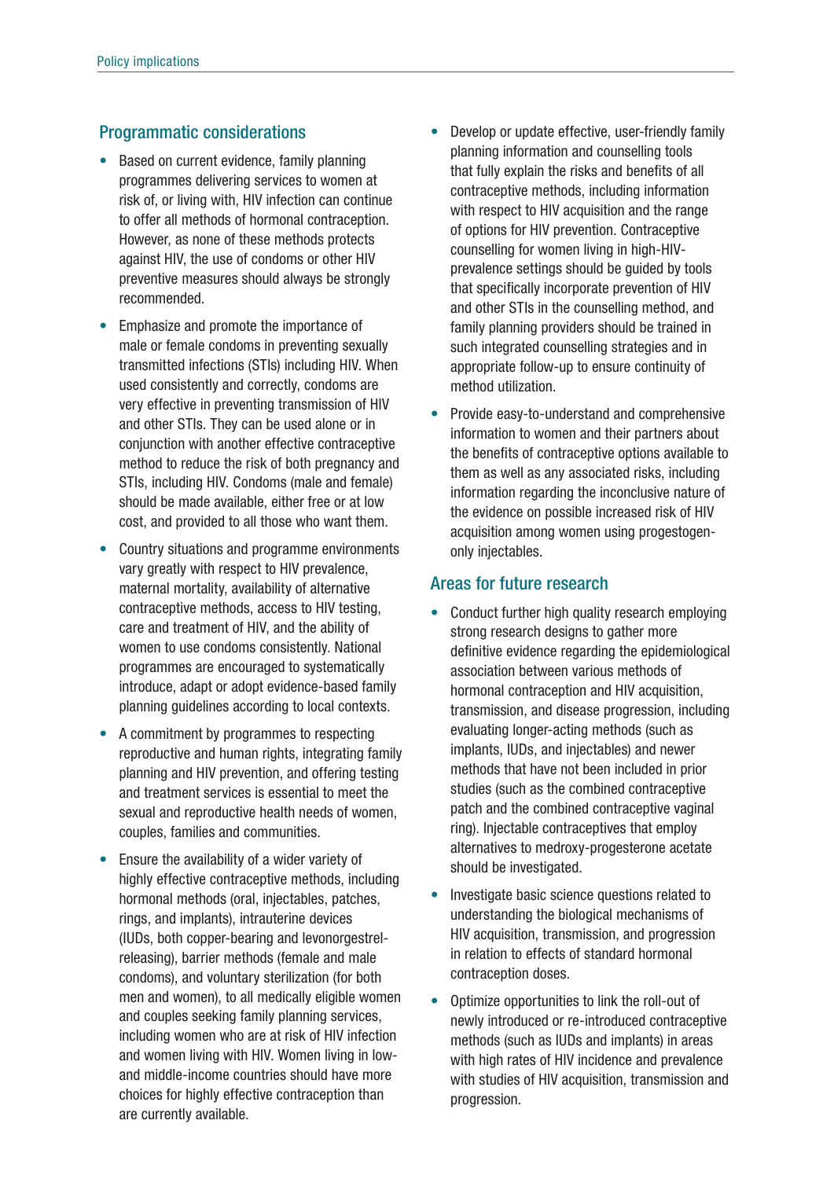## Programmatic considerations

- Based on current evidence, family planning programmes delivering services to women at risk of, or living with, HIV infection can continue to offer all methods of hormonal contraception. However, as none of these methods protects against HIV, the use of condoms or other HIV preventive measures should always be strongly recommended.
- Emphasize and promote the importance of male or female condoms in preventing sexually transmitted infections (STIs) including HIV. When used consistently and correctly, condoms are very effective in preventing transmission of HIV and other STIs. They can be used alone or in conjunction with another effective contraceptive method to reduce the risk of both pregnancy and STIs, including HIV. Condoms (male and female) should be made available, either free or at low cost, and provided to all those who want them.
- Country situations and programme environments vary greatly with respect to HIV prevalence, maternal mortality, availability of alternative contraceptive methods, access to HIV testing, care and treatment of HIV, and the ability of women to use condoms consistently. National programmes are encouraged to systematically introduce, adapt or adopt evidence-based family planning guidelines according to local contexts.
- A commitment by programmes to respecting reproductive and human rights, integrating family planning and HIV prevention, and offering testing and treatment services is essential to meet the sexual and reproductive health needs of women, couples, families and communities.
- Ensure the availability of a wider variety of highly effective contraceptive methods, including hormonal methods (oral, injectables, patches, rings, and implants), intrauterine devices (IUDs, both copper-bearing and levonorgestrel-releasing), barrier methods (female and male condoms), and voluntary sterilization (for both men and women), to all medically eligible women and couples seeking family planning services, including women who are at risk of HIV infection and women living with HIV. Women living in low- and middle-income countries should have more choices for highly effective contraception than are currently available.
- Develop or update effective, user-friendly family planning information and counselling tools that fully explain the risks and benefits of all contraceptive methods, including information with respect to HIV acquisition and the range of options for HIV prevention. Contraceptive counselling for women living in high-HIV-prevalence settings should be guided by tools that specifically incorporate prevention of HIV and other STIs in the counselling method, and family planning providers should be trained in such integrated counselling strategies and in appropriate follow-up to ensure continuity of method utilization.
- Provide easy-to-understand and comprehensive information to women and their partners about the benefits of contraceptive options available to them as well as any associated risks, including information regarding the inconclusive nature of the evidence on possible increased risk of HIV acquisition among women using progestogen-only injectables.

## Areas for future research

- Conduct further high quality research employing strong research designs to gather more definitive evidence regarding the epidemiological association between various methods of hormonal contraception and HIV acquisition, transmission, and disease progression, including evaluating longer-acting methods (such as implants, IUDs, and injectables) and newer methods that have not been included in prior studies (such as the combined contraceptive patch and the combined contraceptive vaginal ring). Injectable contraceptives that employ alternatives to medroxy-progesterone acetate should be investigated.
- Investigate basic science questions related to understanding the biological mechanisms of HIV acquisition, transmission, and progression in relation to effects of standard hormonal contraception doses.
- Optimize opportunities to link the roll-out of newly introduced or re-introduced contraceptive methods (such as IUDs and implants) in areas with high rates of HIV incidence and prevalence with studies of HIV acquisition, transmission and progression.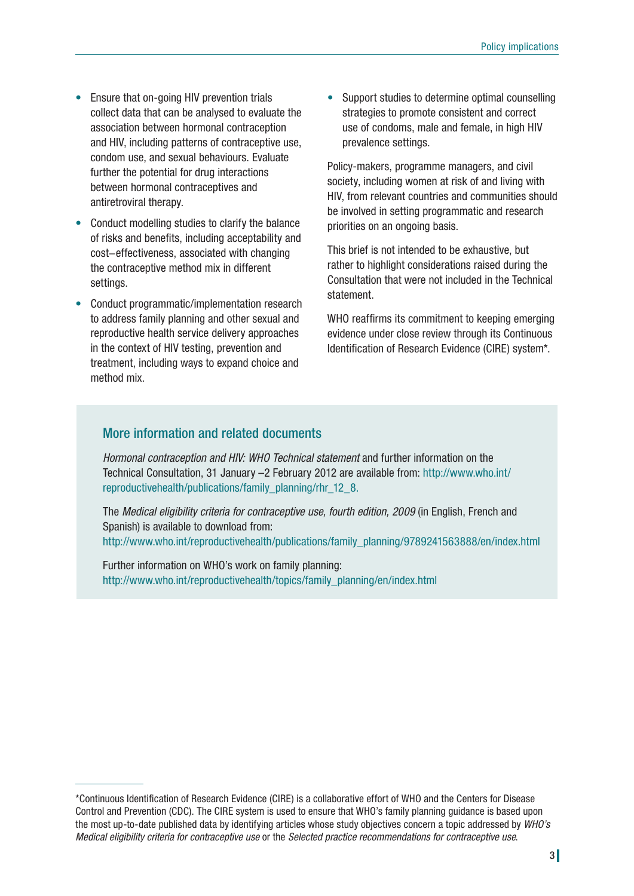- Ensure that on-going HIV prevention trials collect data that can be analysed to evaluate the association between hormonal contraception and HIV, including patterns of contraceptive use, condom use, and sexual behaviours. Evaluate further the potential for drug interactions between hormonal contraceptives and antiretroviral therapy.
- Conduct modelling studies to clarify the balance of risks and benefits, including acceptability and cost–effectiveness, associated with changing the contraceptive method mix in different settings.
- Conduct programmatic/implementation research to address family planning and other sexual and reproductive health service delivery approaches in the context of HIV testing, prevention and treatment, including ways to expand choice and method mix.
- Support studies to determine optimal counselling strategies to promote consistent and correct use of condoms, male and female, in high HIV prevalence settings.

Policy-makers, programme managers, and civil society, including women at risk of and living with HIV, from relevant countries and communities should be involved in setting programmatic and research priorities on an ongoing basis.

This brief is not intended to be exhaustive, but rather to highlight considerations raised during the Consultation that were not included in the Technical statement.

WHO reaffirms its commitment to keeping emerging evidence under close review through its Continuous Identification of Research Evidence (CIRE) system*.

## More information and related documents

*Hormonal contraception and HIV: WHO Technical statement* and further information on the Technical Consultation, 31 January –2 February 2012 are available from: http://www.who.int/reproductivehealth/publications/family_planning/rhr_12_8.

The *Medical eligibility criteria for contraceptive use, fourth edition, 2009* (in English, French and Spanish) is available to download from: http://www.who.int/reproductivehealth/publications/family_planning/9789241563888/en/index.html

Further information on WHO's work on family planning: http://www.who.int/reproductivehealth/topics/family_planning/en/index.html

---

*Continuous Identification of Research Evidence (CIRE) is a collaborative effort of WHO and the Centers for Disease Control and Prevention (CDC). The CIRE system is used to ensure that WHO's family planning guidance is based upon the most up-to-date published data by identifying articles whose study objectives concern a topic addressed by *WHO's Medical eligibility criteria for contraceptive use* or the *Selected practice recommendations for contraceptive use*.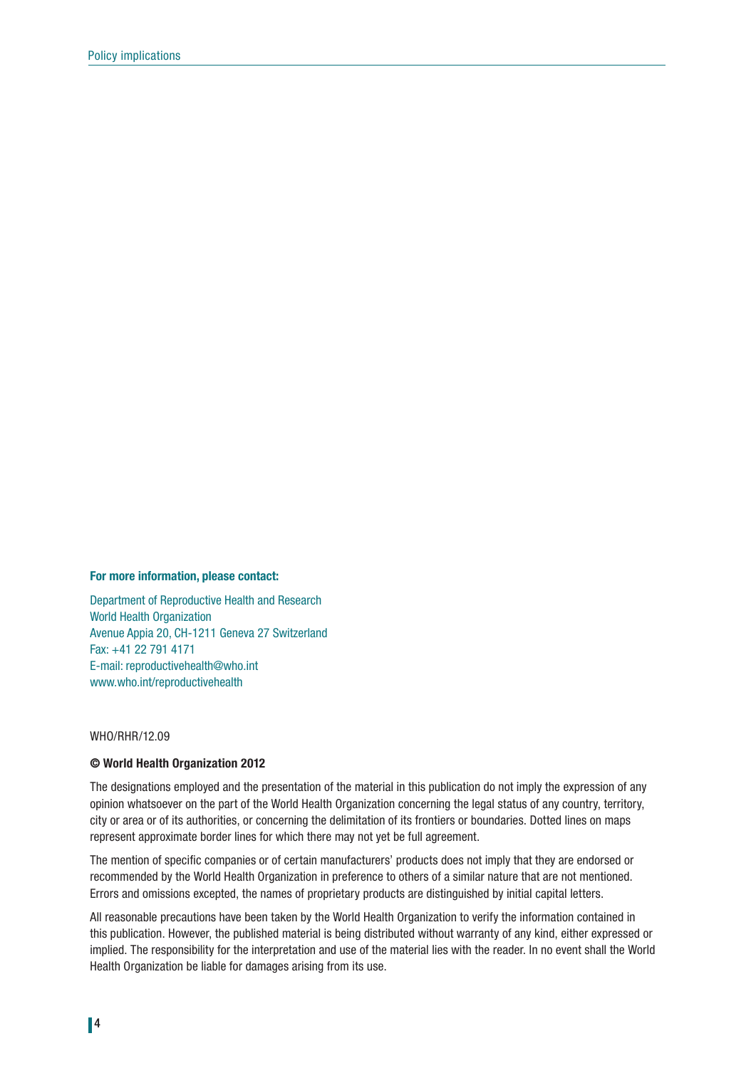**For more information, please contact:**

Department of Reproductive Health and Research
World Health Organization
Avenue Appia 20, CH-1211 Geneva 27 Switzerland
Fax: +41 22 791 4171
E-mail: reproductivehealth@who.int
www.who.int/reproductivehealth

WHO/RHR/12.09

**© World Health Organization 2012**

The designations employed and the presentation of the material in this publication do not imply the expression of any opinion whatsoever on the part of the World Health Organization concerning the legal status of any country, territory, city or area or of its authorities, or concerning the delimitation of its frontiers or boundaries. Dotted lines on maps represent approximate border lines for which there may not yet be full agreement.

The mention of specific companies or of certain manufacturers' products does not imply that they are endorsed or recommended by the World Health Organization in preference to others of a similar nature that are not mentioned. Errors and omissions excepted, the names of proprietary products are distinguished by initial capital letters.

All reasonable precautions have been taken by the World Health Organization to verify the information contained in this publication. However, the published material is being distributed without warranty of any kind, either expressed or implied. The responsibility for the interpretation and use of the material lies with the reader. In no event shall the World Health Organization be liable for damages arising from its use.